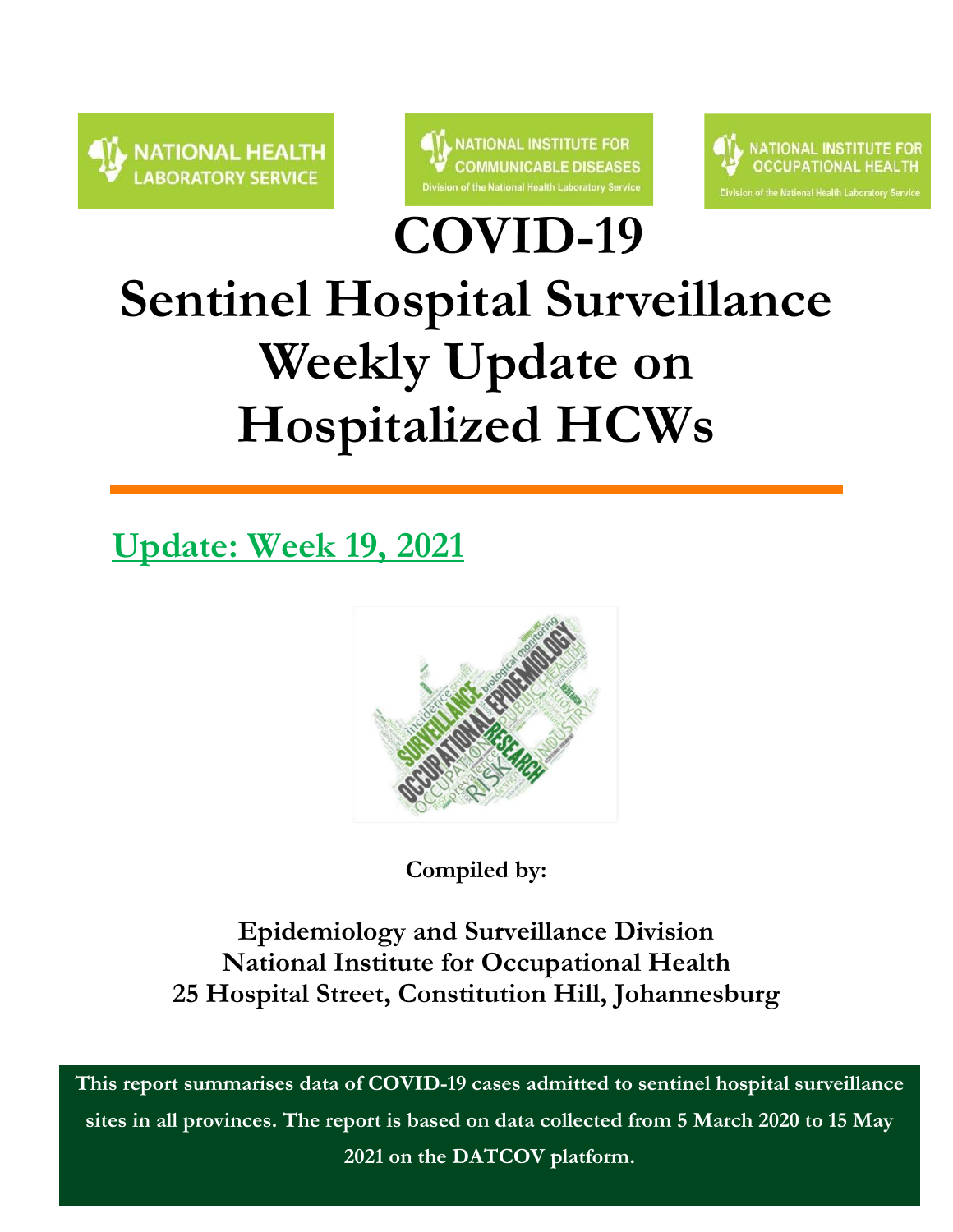NATIONAL HEALTH LABORATORY SERVICE

NATIONAL INSTITUTE FOR COMMUNICABLE DISEASES
Division of the National Health Laboratory Service

NATIONAL INSTITUTE FOR OCCUPATIONAL HEALTH
Division of the National Health Laboratory Service

# COVID-19
# Sentinel Hospital Surveillance Weekly Update on Hospitalized HCWs

## Update: Week 19, 2021

**Compiled by:**

**Epidemiology and Surveillance Division**
**National Institute for Occupational Health**
**25 Hospital Street, Constitution Hill, Johannesburg**

**This report summarises data of COVID-19 cases admitted to sentinel hospital surveillance sites in all provinces. The report is based on data collected from 5 March 2020 to 15 May 2021 on the DATCOV platform.**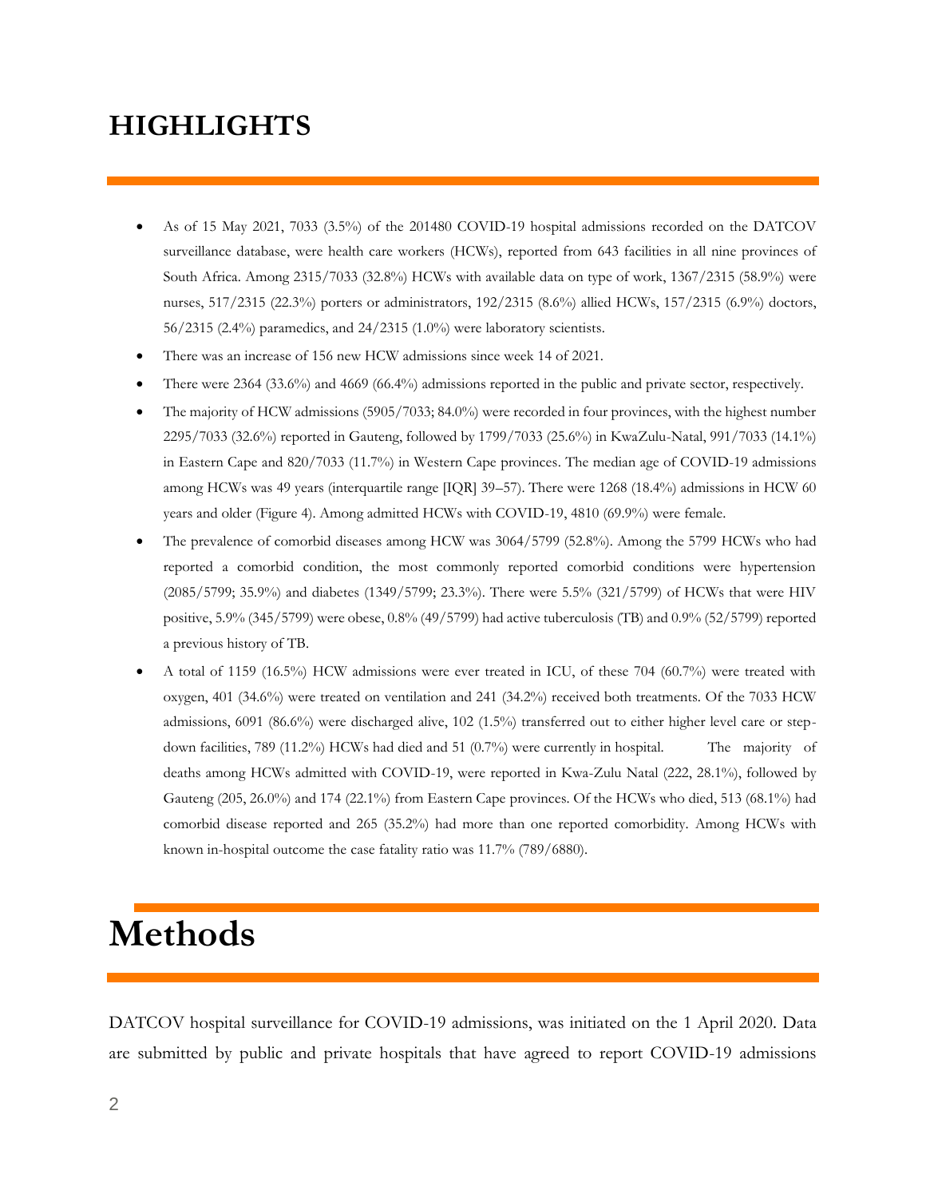# HIGHLIGHTS

- As of 15 May 2021, 7033 (3.5%) of the 201480 COVID-19 hospital admissions recorded on the DATCOV surveillance database, were health care workers (HCWs), reported from 643 facilities in all nine provinces of South Africa. Among 2315/7033 (32.8%) HCWs with available data on type of work, 1367/2315 (58.9%) were nurses, 517/2315 (22.3%) porters or administrators, 192/2315 (8.6%) allied HCWs, 157/2315 (6.9%) doctors, 56/2315 (2.4%) paramedics, and 24/2315 (1.0%) were laboratory scientists.
- There was an increase of 156 new HCW admissions since week 14 of 2021.
- There were 2364 (33.6%) and 4669 (66.4%) admissions reported in the public and private sector, respectively.
- The majority of HCW admissions (5905/7033; 84.0%) were recorded in four provinces, with the highest number 2295/7033 (32.6%) reported in Gauteng, followed by 1799/7033 (25.6%) in KwaZulu-Natal, 991/7033 (14.1%) in Eastern Cape and 820/7033 (11.7%) in Western Cape provinces. The median age of COVID-19 admissions among HCWs was 49 years (interquartile range [IQR] 39–57). There were 1268 (18.4%) admissions in HCW 60 years and older (Figure 4). Among admitted HCWs with COVID-19, 4810 (69.9%) were female.
- The prevalence of comorbid diseases among HCW was 3064/5799 (52.8%). Among the 5799 HCWs who had reported a comorbid condition, the most commonly reported comorbid conditions were hypertension (2085/5799; 35.9%) and diabetes (1349/5799; 23.3%). There were 5.5% (321/5799) of HCWs that were HIV positive, 5.9% (345/5799) were obese, 0.8% (49/5799) had active tuberculosis (TB) and 0.9% (52/5799) reported a previous history of TB.
- A total of 1159 (16.5%) HCW admissions were ever treated in ICU, of these 704 (60.7%) were treated with oxygen, 401 (34.6%) were treated on ventilation and 241 (34.2%) received both treatments. Of the 7033 HCW admissions, 6091 (86.6%) were discharged alive, 102 (1.5%) transferred out to either higher level care or step-down facilities, 789 (11.2%) HCWs had died and 51 (0.7%) were currently in hospital. The majority of deaths among HCWs admitted with COVID-19, were reported in Kwa-Zulu Natal (222, 28.1%), followed by Gauteng (205, 26.0%) and 174 (22.1%) from Eastern Cape provinces. Of the HCWs who died, 513 (68.1%) had comorbid disease reported and 265 (35.2%) had more than one reported comorbidity. Among HCWs with known in-hospital outcome the case fatality ratio was 11.7% (789/6880).

# Methods

DATCOV hospital surveillance for COVID-19 admissions, was initiated on the 1 April 2020. Data are submitted by public and private hospitals that have agreed to report COVID-19 admissions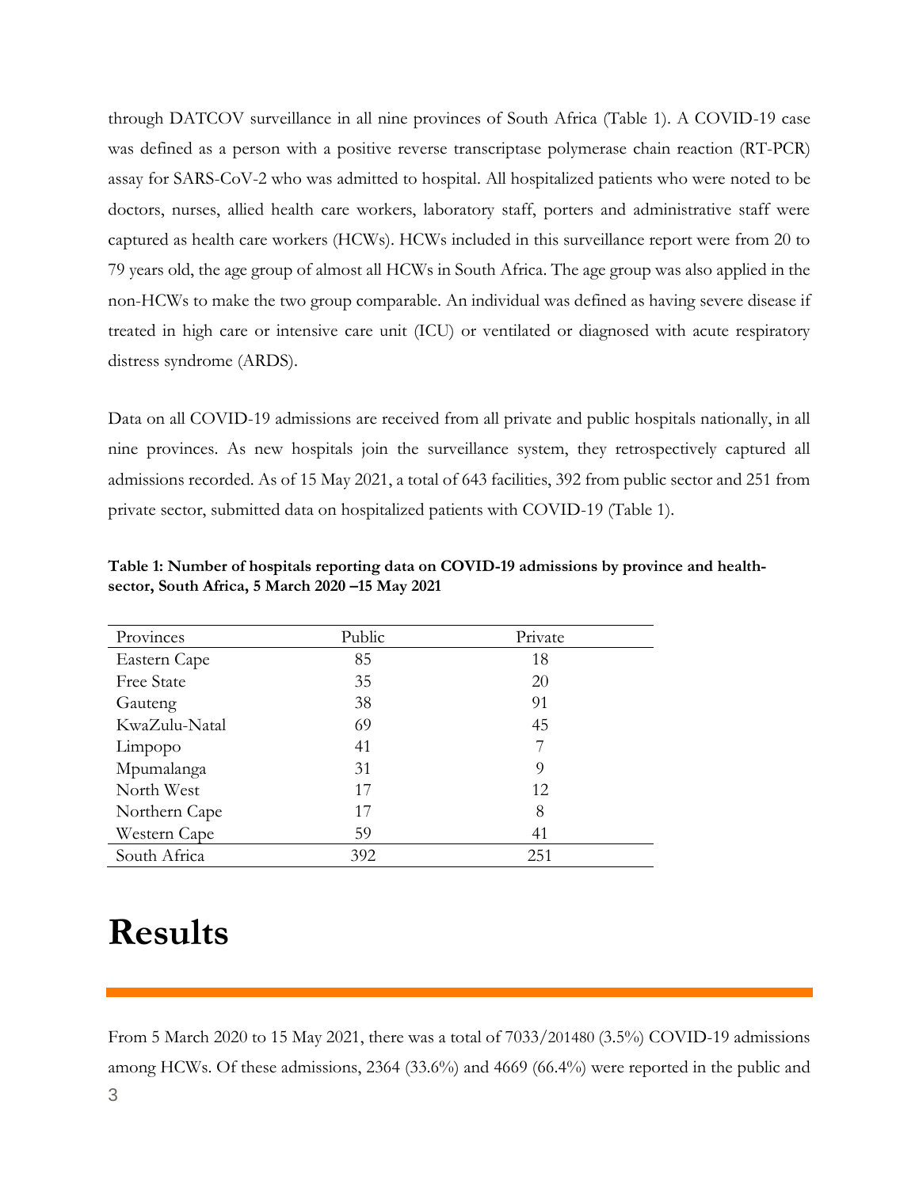through DATCOV surveillance in all nine provinces of South Africa (Table 1). A COVID-19 case was defined as a person with a positive reverse transcriptase polymerase chain reaction (RT-PCR) assay for SARS-CoV-2 who was admitted to hospital. All hospitalized patients who were noted to be doctors, nurses, allied health care workers, laboratory staff, porters and administrative staff were captured as health care workers (HCWs). HCWs included in this surveillance report were from 20 to 79 years old, the age group of almost all HCWs in South Africa. The age group was also applied in the non-HCWs to make the two group comparable. An individual was defined as having severe disease if treated in high care or intensive care unit (ICU) or ventilated or diagnosed with acute respiratory distress syndrome (ARDS).

Data on all COVID-19 admissions are received from all private and public hospitals nationally, in all nine provinces. As new hospitals join the surveillance system, they retrospectively captured all admissions recorded. As of 15 May 2021, a total of 643 facilities, 392 from public sector and 251 from private sector, submitted data on hospitalized patients with COVID-19 (Table 1).

**Table 1: Number of hospitals reporting data on COVID-19 admissions by province and health-sector, South Africa, 5 March 2020 –15 May 2021**

| Provinces | Public | Private |
|---|---|---|
| Eastern Cape | 85 | 18 |
| Free State | 35 | 20 |
| Gauteng | 38 | 91 |
| KwaZulu-Natal | 69 | 45 |
| Limpopo | 41 | 7 |
| Mpumalanga | 31 | 9 |
| North West | 17 | 12 |
| Northern Cape | 17 | 8 |
| Western Cape | 59 | 41 |
| South Africa | 392 | 251 |

# Results

From 5 March 2020 to 15 May 2021, there was a total of 7033/201480 (3.5%) COVID-19 admissions among HCWs. Of these admissions, 2364 (33.6%) and 4669 (66.4%) were reported in the public and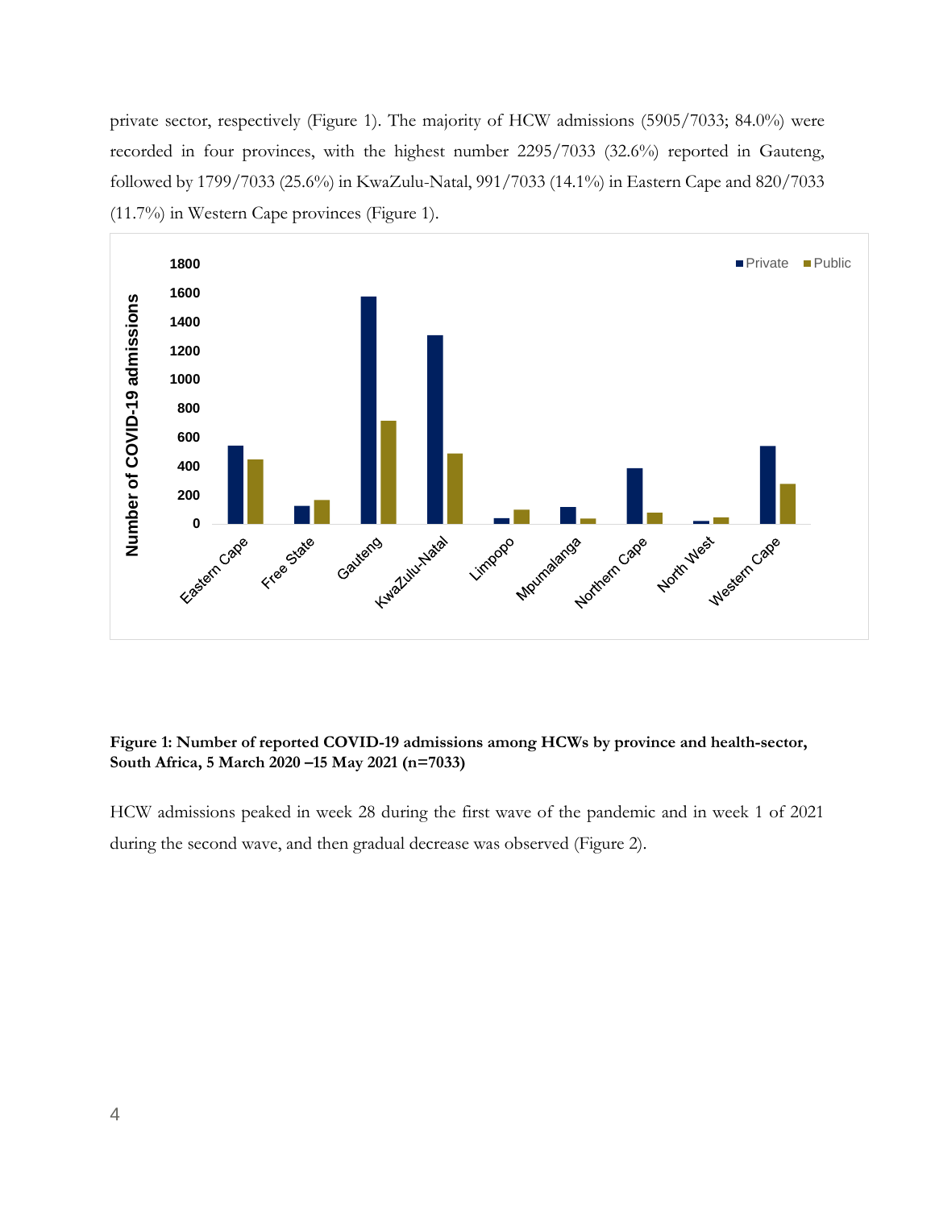private sector, respectively (Figure 1). The majority of HCW admissions (5905/7033; 84.0%) were recorded in four provinces, with the highest number 2295/7033 (32.6%) reported in Gauteng, followed by 1799/7033 (25.6%) in KwaZulu-Natal, 991/7033 (14.1%) in Eastern Cape and 820/7033 (11.7%) in Western Cape provinces (Figure 1).

**Figure 1: Number of reported COVID-19 admissions among HCWs by province and health-sector, South Africa, 5 March 2020 –15 May 2021 (n=7033)**

HCW admissions peaked in week 28 during the first wave of the pandemic and in week 1 of 2021 during the second wave, and then gradual decrease was observed (Figure 2).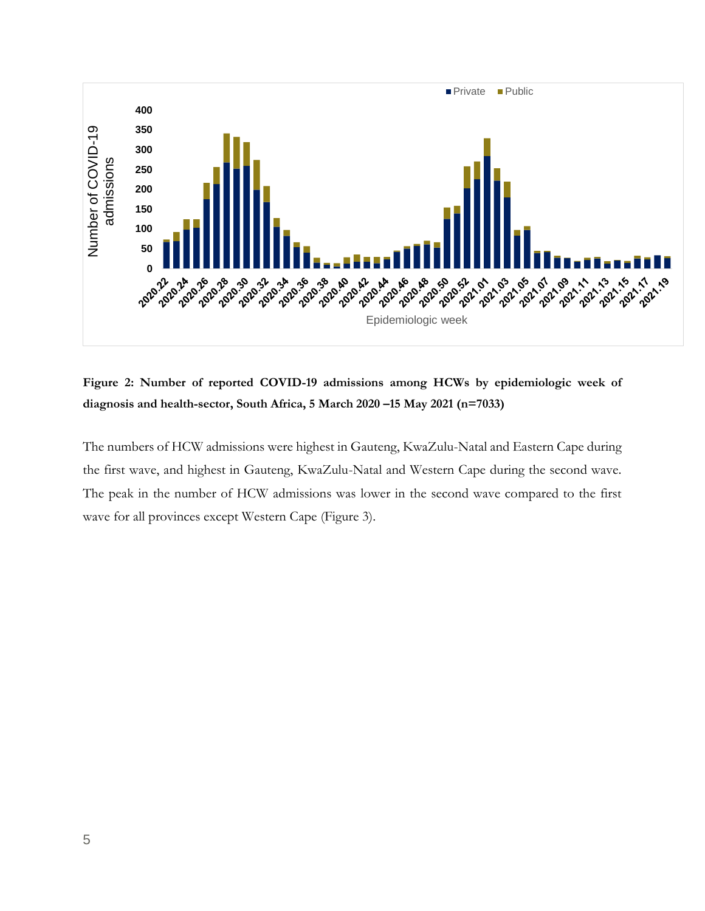**Figure 2: Number of reported COVID-19 admissions among HCWs by epidemiologic week of diagnosis and health-sector, South Africa, 5 March 2020 –15 May 2021 (n=7033)**

The numbers of HCW admissions were highest in Gauteng, KwaZulu-Natal and Eastern Cape during the first wave, and highest in Gauteng, KwaZulu-Natal and Western Cape during the second wave. The peak in the number of HCW admissions was lower in the second wave compared to the first wave for all provinces except Western Cape (Figure 3).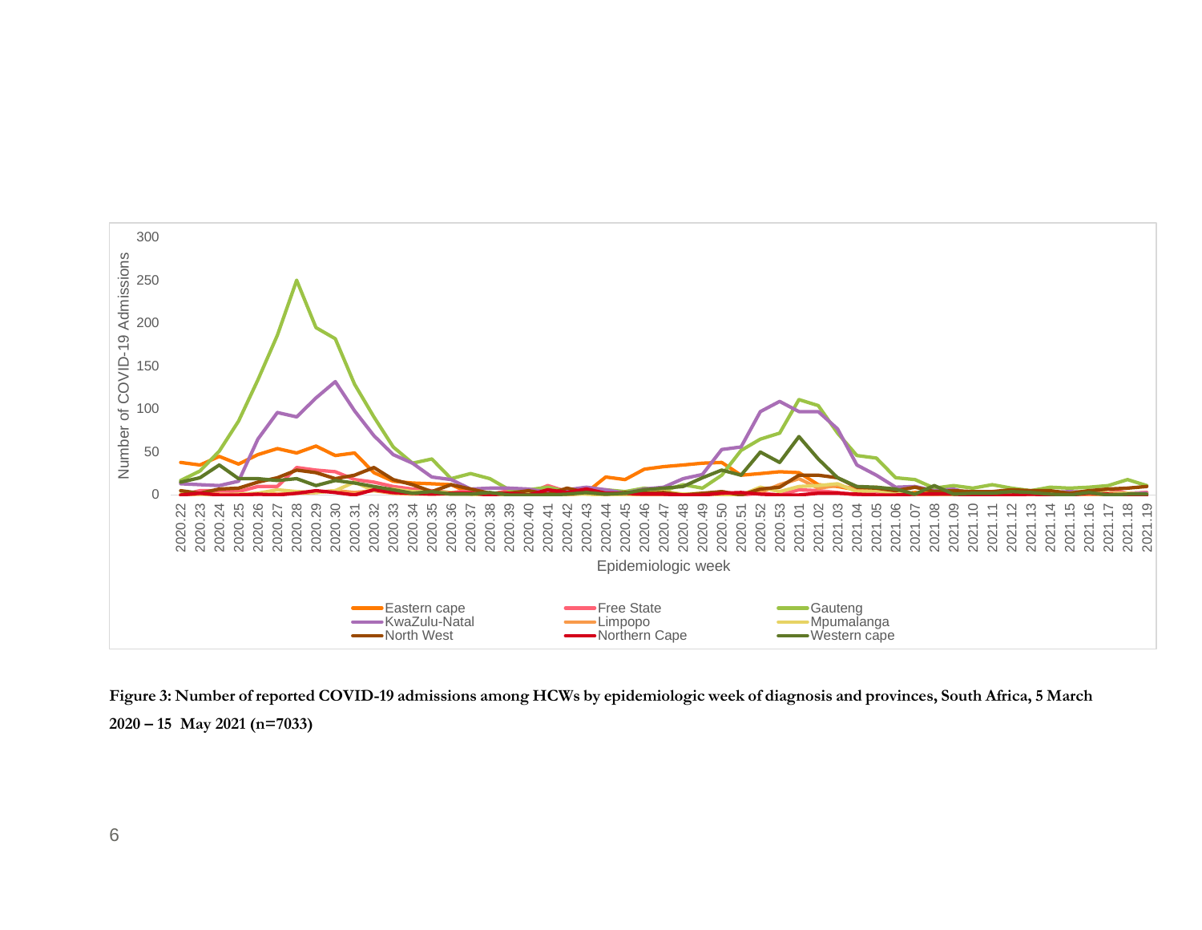**Figure 3: Number of reported COVID-19 admissions among HCWs by epidemiologic week of diagnosis and provinces, South Africa, 5 March 2020 – 15 May 2021 (n=7033)**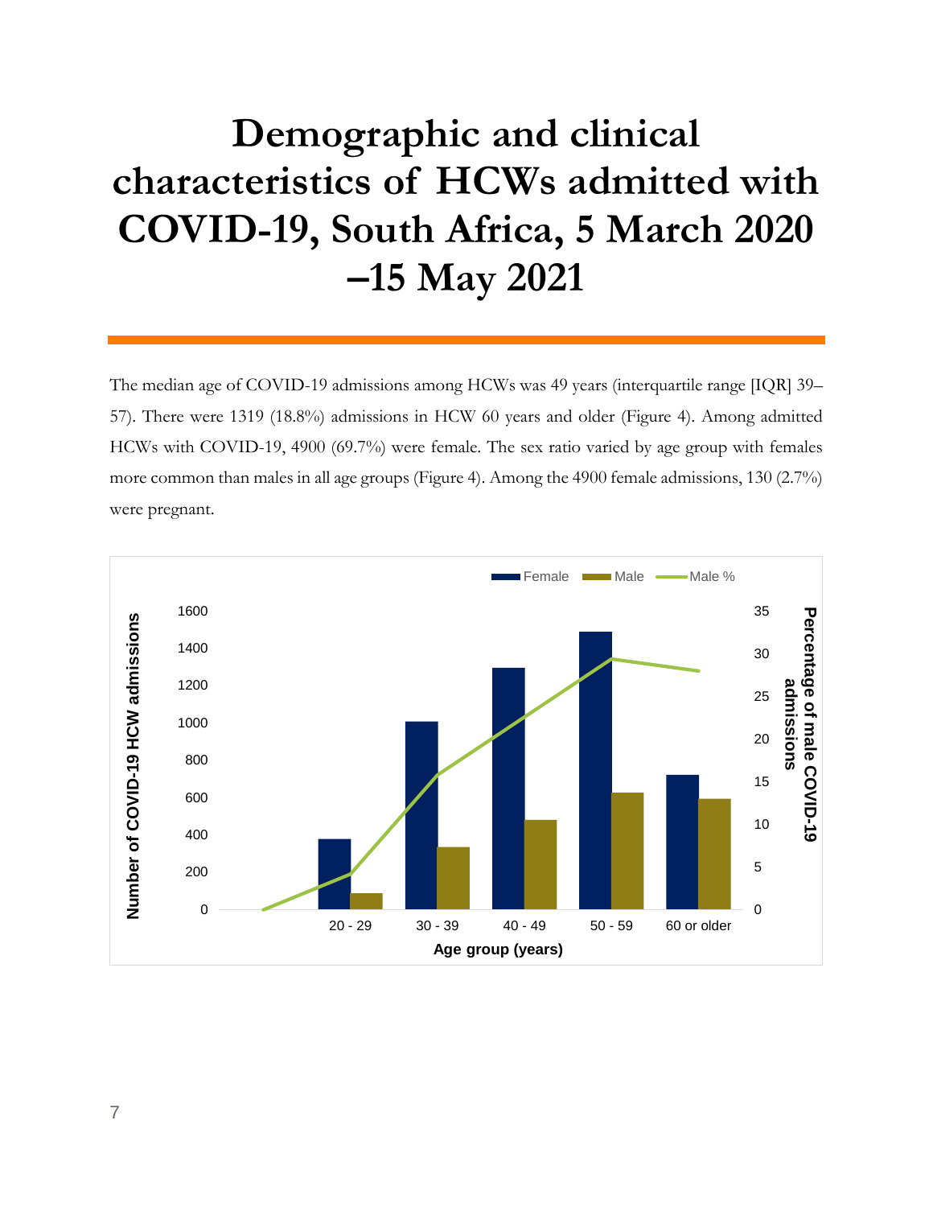# Demographic and clinical characteristics of HCWs admitted with COVID-19, South Africa, 5 March 2020 –15 May 2021

The median age of COVID-19 admissions among HCWs was 49 years (interquartile range [IQR] 39–57). There were 1319 (18.8%) admissions in HCW 60 years and older (Figure 4). Among admitted HCWs with COVID-19, 4900 (69.7%) were female. The sex ratio varied by age group with females more common than males in all age groups (Figure 4). Among the 4900 female admissions, 130 (2.7%) were pregnant.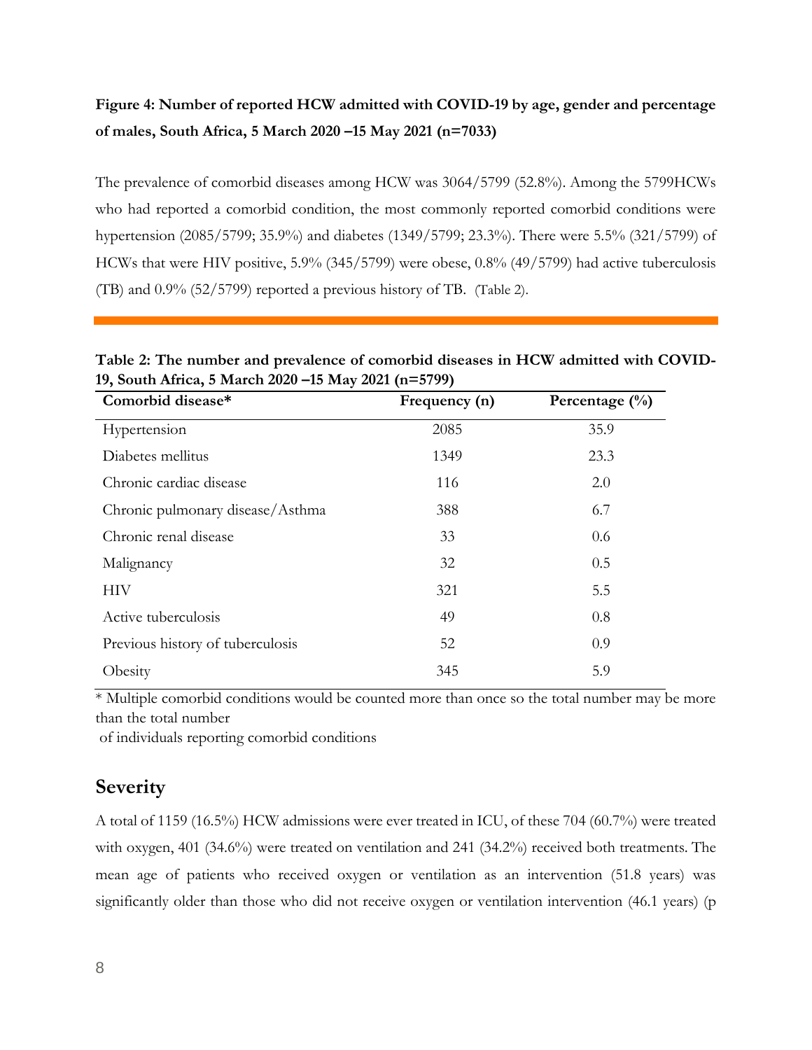**Figure 4: Number of reported HCW admitted with COVID-19 by age, gender and percentage of males, South Africa, 5 March 2020 –15 May 2021 (n=7033)**

The prevalence of comorbid diseases among HCW was 3064/5799 (52.8%). Among the 5799HCWs who had reported a comorbid condition, the most commonly reported comorbid conditions were hypertension (2085/5799; 35.9%) and diabetes (1349/5799; 23.3%). There were 5.5% (321/5799) of HCWs that were HIV positive, 5.9% (345/5799) were obese, 0.8% (49/5799) had active tuberculosis (TB) and 0.9% (52/5799) reported a previous history of TB. (Table 2).

**Table 2: The number and prevalence of comorbid diseases in HCW admitted with COVID-19, South Africa, 5 March 2020 –15 May 2021 (n=5799)**

| Comorbid disease* | Frequency (n) | Percentage (%) |
|---|---|---|
| Hypertension | 2085 | 35.9 |
| Diabetes mellitus | 1349 | 23.3 |
| Chronic cardiac disease | 116 | 2.0 |
| Chronic pulmonary disease/Asthma | 388 | 6.7 |
| Chronic renal disease | 33 | 0.6 |
| Malignancy | 32 | 0.5 |
| HIV | 321 | 5.5 |
| Active tuberculosis | 49 | 0.8 |
| Previous history of tuberculosis | 52 | 0.9 |
| Obesity | 345 | 5.9 |

* Multiple comorbid conditions would be counted more than once so the total number may be more than the total number of individuals reporting comorbid conditions

## Severity

A total of 1159 (16.5%) HCW admissions were ever treated in ICU, of these 704 (60.7%) were treated with oxygen, 401 (34.6%) were treated on ventilation and 241 (34.2%) received both treatments. The mean age of patients who received oxygen or ventilation as an intervention (51.8 years) was significantly older than those who did not receive oxygen or ventilation intervention (46.1 years) (p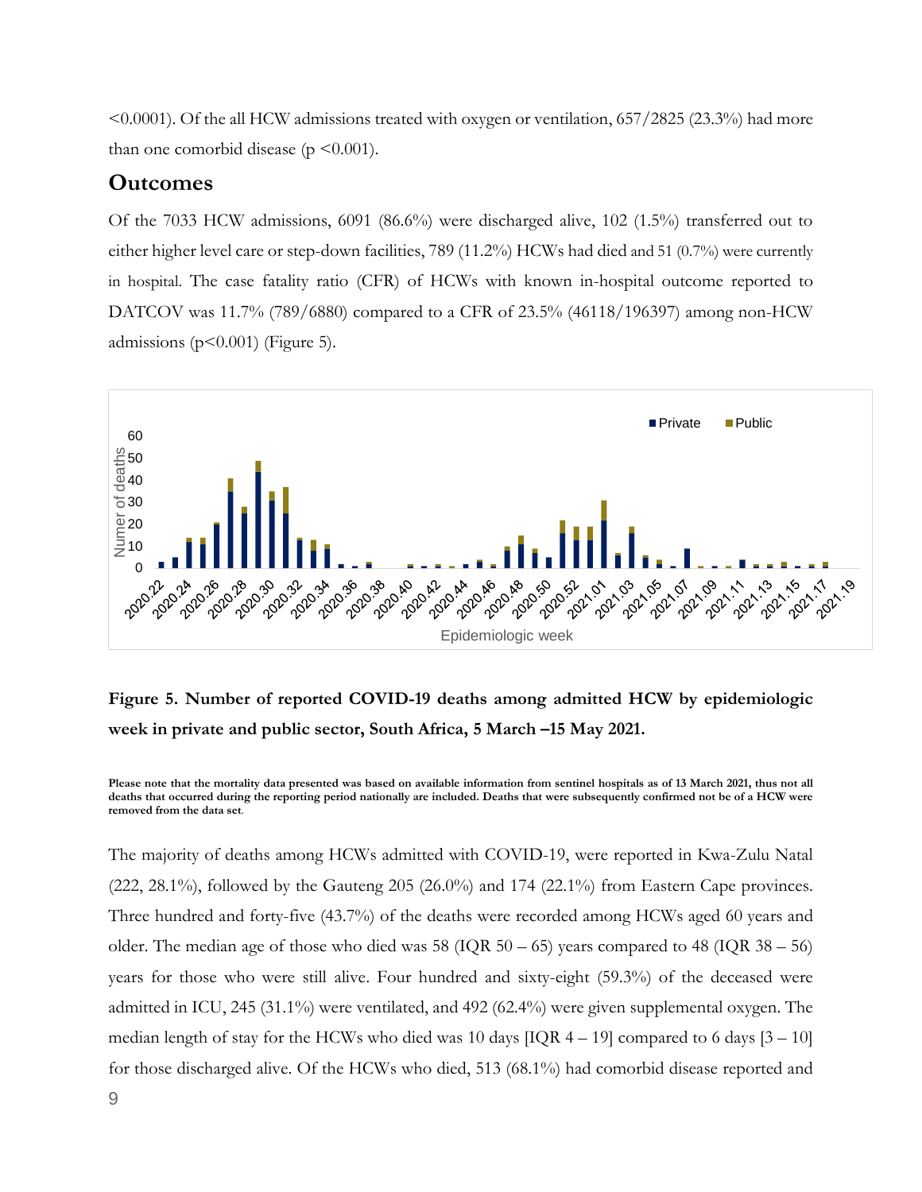<0.0001). Of the all HCW admissions treated with oxygen or ventilation, 657/2825 (23.3%) had more than one comorbid disease (p <0.001).

## Outcomes

Of the 7033 HCW admissions, 6091 (86.6%) were discharged alive, 102 (1.5%) transferred out to either higher level care or step-down facilities, 789 (11.2%) HCWs had died and 51 (0.7%) were currently in hospital. The case fatality ratio (CFR) of HCWs with known in-hospital outcome reported to DATCOV was 11.7% (789/6880) compared to a CFR of 23.5% (46118/196397) among non-HCW admissions (p<0.001) (Figure 5).

**Figure 5. Number of reported COVID-19 deaths among admitted HCW by epidemiologic week in private and public sector, South Africa, 5 March –15 May 2021.**

**Please note that the mortality data presented was based on available information from sentinel hospitals as of 13 March 2021, thus not all deaths that occurred during the reporting period nationally are included. Deaths that were subsequently confirmed not be of a HCW were removed from the data set**.

The majority of deaths among HCWs admitted with COVID-19, were reported in Kwa-Zulu Natal (222, 28.1%), followed by the Gauteng 205 (26.0%) and 174 (22.1%) from Eastern Cape provinces. Three hundred and forty-five (43.7%) of the deaths were recorded among HCWs aged 60 years and older. The median age of those who died was 58 (IQR 50 – 65) years compared to 48 (IQR 38 – 56) years for those who were still alive. Four hundred and sixty-eight (59.3%) of the deceased were admitted in ICU, 245 (31.1%) were ventilated, and 492 (62.4%) were given supplemental oxygen. The median length of stay for the HCWs who died was 10 days [IQR 4 – 19] compared to 6 days [3 – 10] for those discharged alive. Of the HCWs who died, 513 (68.1%) had comorbid disease reported and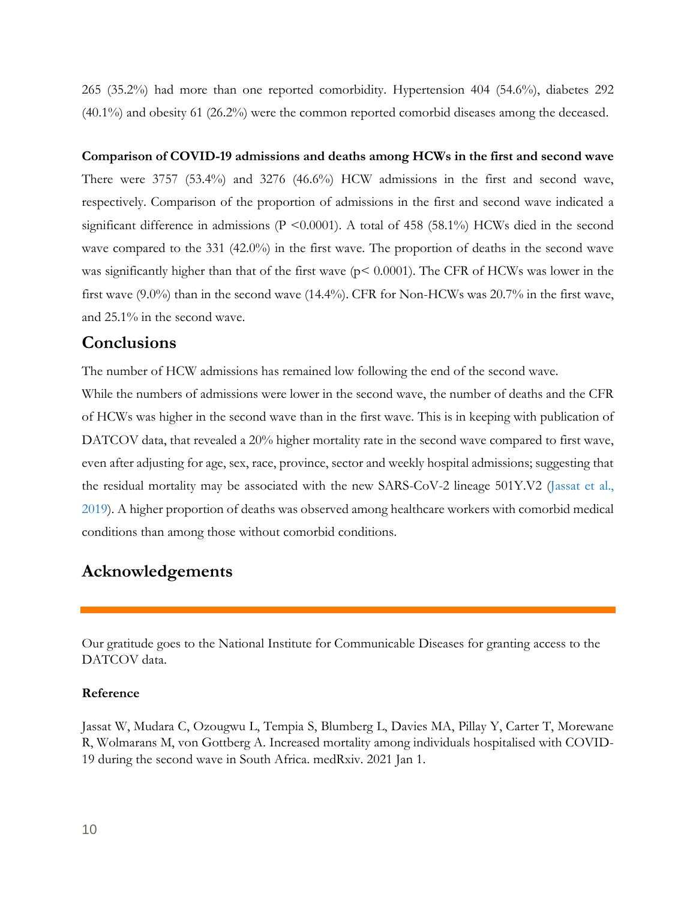265 (35.2%) had more than one reported comorbidity. Hypertension 404 (54.6%), diabetes 292 (40.1%) and obesity 61 (26.2%) were the common reported comorbid diseases among the deceased.

**Comparison of COVID-19 admissions and deaths among HCWs in the first and second wave**

There were 3757 (53.4%) and 3276 (46.6%) HCW admissions in the first and second wave, respectively. Comparison of the proportion of admissions in the first and second wave indicated a significant difference in admissions ($P < 0.0001$). A total of 458 (58.1%) HCWs died in the second wave compared to the 331 (42.0%) in the first wave. The proportion of deaths in the second wave was significantly higher than that of the first wave ($p < 0.0001$). The CFR of HCWs was lower in the first wave (9.0%) than in the second wave (14.4%). CFR for Non-HCWs was 20.7% in the first wave, and 25.1% in the second wave.

## Conclusions

The number of HCW admissions has remained low following the end of the second wave.

While the numbers of admissions were lower in the second wave, the number of deaths and the CFR of HCWs was higher in the second wave than in the first wave. This is in keeping with publication of DATCOV data, that revealed a 20% higher mortality rate in the second wave compared to first wave, even after adjusting for age, sex, race, province, sector and weekly hospital admissions; suggesting that the residual mortality may be associated with the new SARS-CoV-2 lineage 501Y.V2 (Jassat et al., 2019). A higher proportion of deaths was observed among healthcare workers with comorbid medical conditions than among those without comorbid conditions.

## Acknowledgements

Our gratitude goes to the National Institute for Communicable Diseases for granting access to the DATCOV data.

**Reference**

Jassat W, Mudara C, Ozougwu L, Tempia S, Blumberg L, Davies MA, Pillay Y, Carter T, Morewane R, Wolmarans M, von Gottberg A. Increased mortality among individuals hospitalised with COVID-19 during the second wave in South Africa. medRxiv. 2021 Jan 1.